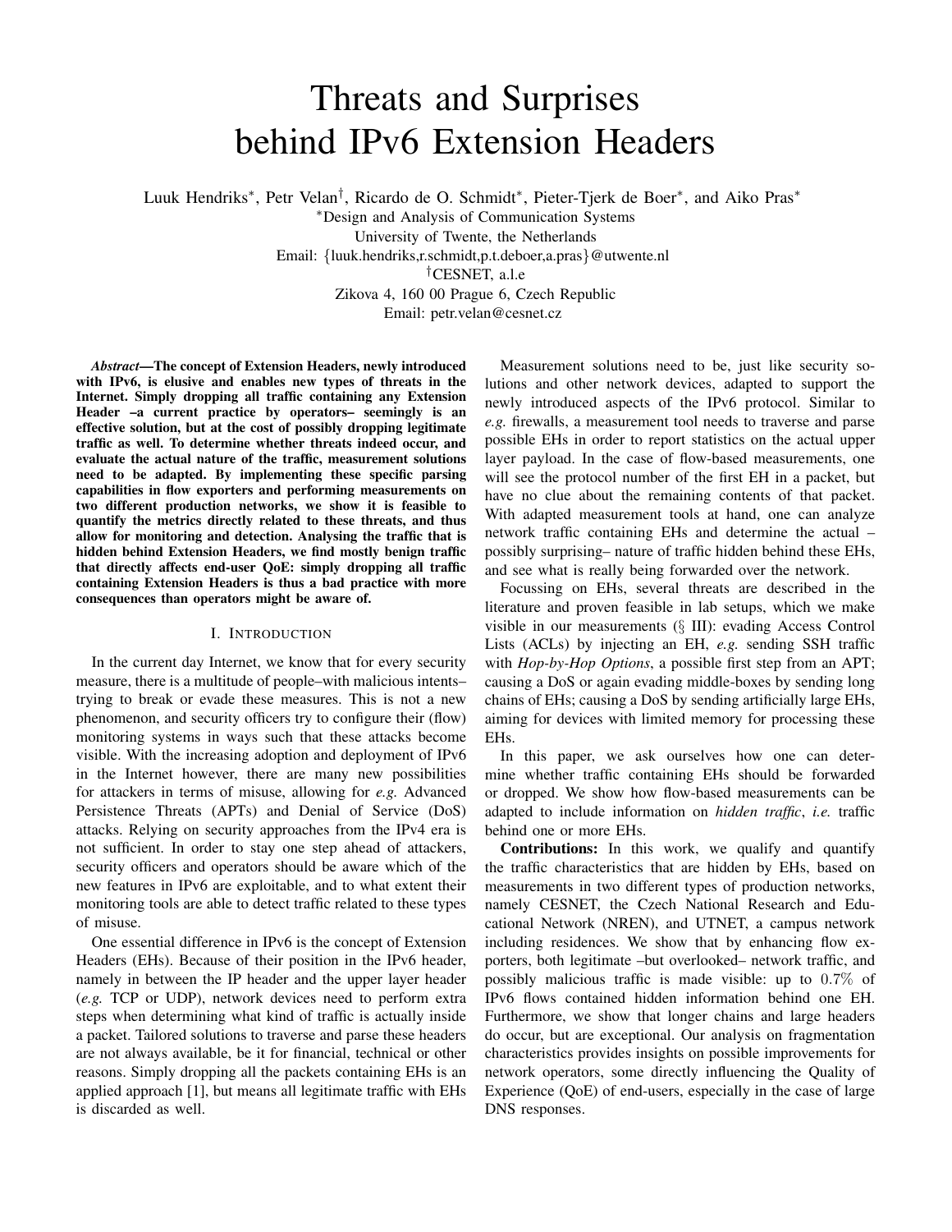# Threats and Surprises behind IPv6 Extension Headers

Luuk Hendriks*, Petr Velan†, Ricardo de O. Schmidt*, Pieter-Tjerk de Boer*, and Aiko Pras*

*Design and Analysis of Communication Systems
University of Twente, the Netherlands
Email: {luuk.hendriks,r.schmidt,p.t.deboer,a.pras}@utwente.nl

†CESNET, a.l.e
Zikova 4, 160 00 Prague 6, Czech Republic
Email: petr.velan@cesnet.cz

***Abstract*—The concept of Extension Headers, newly introduced with IPv6, is elusive and enables new types of threats in the Internet. Simply dropping all traffic containing any Extension Header –a current practice by operators– seemingly is an effective solution, but at the cost of possibly dropping legitimate traffic as well. To determine whether threats indeed occur, and evaluate the actual nature of the traffic, measurement solutions need to be adapted. By implementing these specific parsing capabilities in flow exporters and performing measurements on two different production networks, we show it is feasible to quantify the metrics directly related to these threats, and thus allow for monitoring and detection. Analysing the traffic that is hidden behind Extension Headers, we find mostly benign traffic that directly affects end-user QoE: simply dropping all traffic containing Extension Headers is thus a bad practice with more consequences than operators might be aware of.**

## I. Introduction

In the current day Internet, we know that for every security measure, there is a multitude of people–with malicious intents– trying to break or evade these measures. This is not a new phenomenon, and security officers try to configure their (flow) monitoring systems in ways such that these attacks become visible. With the increasing adoption and deployment of IPv6 in the Internet however, there are many new possibilities for attackers in terms of misuse, allowing for *e.g.* Advanced Persistence Threats (APTs) and Denial of Service (DoS) attacks. Relying on security approaches from the IPv4 era is not sufficient. In order to stay one step ahead of attackers, security officers and operators should be aware which of the new features in IPv6 are exploitable, and to what extent their monitoring tools are able to detect traffic related to these types of misuse.

One essential difference in IPv6 is the concept of Extension Headers (EHs). Because of their position in the IPv6 header, namely in between the IP header and the upper layer header (*e.g.* TCP or UDP), network devices need to perform extra steps when determining what kind of traffic is actually inside a packet. Tailored solutions to traverse and parse these headers are not always available, be it for financial, technical or other reasons. Simply dropping all the packets containing EHs is an applied approach [1], but means all legitimate traffic with EHs is discarded as well.

Measurement solutions need to be, just like security solutions and other network devices, adapted to support the newly introduced aspects of the IPv6 protocol. Similar to *e.g.* firewalls, a measurement tool needs to traverse and parse possible EHs in order to report statistics on the actual upper layer payload. In the case of flow-based measurements, one will see the protocol number of the first EH in a packet, but have no clue about the remaining contents of that packet. With adapted measurement tools at hand, one can analyze network traffic containing EHs and determine the actual – possibly surprising– nature of traffic hidden behind these EHs, and see what is really being forwarded over the network.

Focussing on EHs, several threats are described in the literature and proven feasible in lab setups, which we make visible in our measurements (§ III): evading Access Control Lists (ACLs) by injecting an EH, *e.g.* sending SSH traffic with *Hop-by-Hop Options*, a possible first step from an APT; causing a DoS or again evading middle-boxes by sending long chains of EHs; causing a DoS by sending artificially large EHs, aiming for devices with limited memory for processing these EHs.

In this paper, we ask ourselves how one can determine whether traffic containing EHs should be forwarded or dropped. We show how flow-based measurements can be adapted to include information on *hidden traffic*, *i.e.* traffic behind one or more EHs.

**Contributions:** In this work, we qualify and quantify the traffic characteristics that are hidden by EHs, based on measurements in two different types of production networks, namely CESNET, the Czech National Research and Educational Network (NREN), and UTNET, a campus network including residences. We show that by enhancing flow exporters, both legitimate –but overlooked– network traffic, and possibly malicious traffic is made visible: up to $0.7\%$ of IPv6 flows contained hidden information behind one EH. Furthermore, we show that longer chains and large headers do occur, but are exceptional. Our analysis on fragmentation characteristics provides insights on possible improvements for network operators, some directly influencing the Quality of Experience (QoE) of end-users, especially in the case of large DNS responses.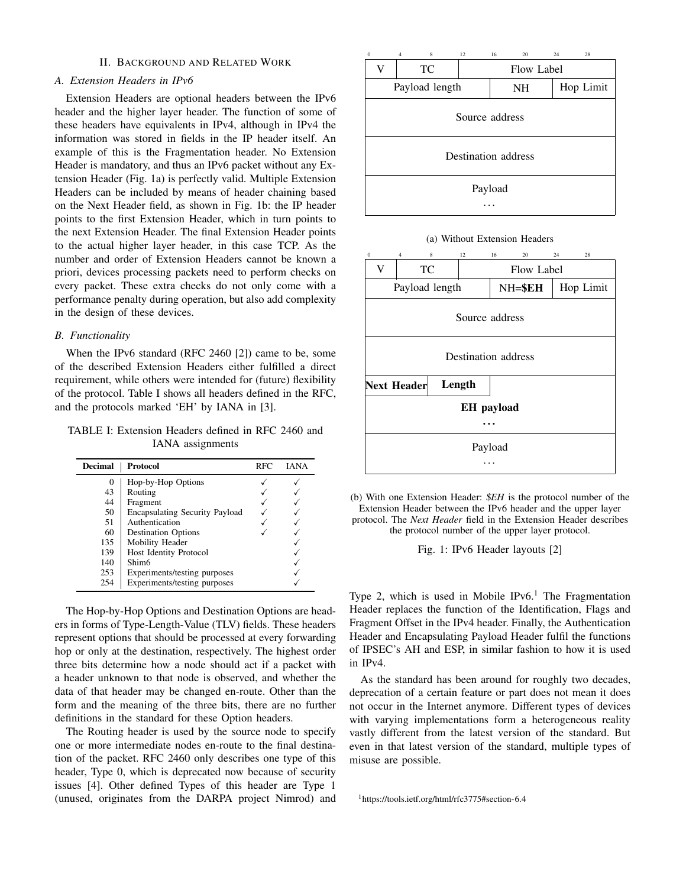## II. Background and Related Work

### A. Extension Headers in IPv6

Extension Headers are optional headers between the IPv6 header and the higher layer header. The function of some of these headers have equivalents in IPv4, although in IPv4 the information was stored in fields in the IP header itself. An example of this is the Fragmentation header. No Extension Header is mandatory, and thus an IPv6 packet without any Extension Header (Fig. 1a) is perfectly valid. Multiple Extension Headers can be included by means of header chaining based on the Next Header field, as shown in Fig. 1b: the IP header points to the first Extension Header, which in turn points to the next Extension Header. The final Extension Header points to the actual higher layer header, in this case TCP. As the number and order of Extension Headers cannot be known a priori, devices processing packets need to perform checks on every packet. These extra checks do not only come with a performance penalty during operation, but also add complexity in the design of these devices.

### B. Functionality

When the IPv6 standard (RFC 2460 [2]) came to be, some of the described Extension Headers either fulfilled a direct requirement, while others were intended for (future) flexibility of the protocol. Table I shows all headers defined in the RFC, and the protocols marked 'EH' by IANA in [3].

TABLE I: Extension Headers defined in RFC 2460 and IANA assignments

| Decimal | Protocol | RFC | IANA |
|---|---|---|---|
| 0 | Hop-by-Hop Options | ✓ | ✓ |
| 43 | Routing | ✓ | ✓ |
| 44 | Fragment | ✓ | ✓ |
| 50 | Encapsulating Security Payload | ✓ | ✓ |
| 51 | Authentication | ✓ | ✓ |
| 60 | Destination Options | ✓ | ✓ |
| 135 | Mobility Header | | ✓ |
| 139 | Host Identity Protocol | | ✓ |
| 140 | Shim6 | | ✓ |
| 253 | Experiments/testing purposes | | ✓ |
| 254 | Experiments/testing purposes | | ✓ |

The Hop-by-Hop Options and Destination Options are headers in forms of Type-Length-Value (TLV) fields. These headers represent options that should be processed at every forwarding hop or only at the destination, respectively. The highest order three bits determine how a node should act if a packet with a header unknown to that node is observed, and whether the data of that header may be changed en-route. Other than the form and the meaning of the three bits, there are no further definitions in the standard for these Option headers.

The Routing header is used by the source node to specify one or more intermediate nodes en-route to the final destination of the packet. RFC 2460 only describes one type of this header, Type 0, which is deprecated now because of security issues [4]. Other defined Types of this header are Type 1 (unused, originates from the DARPA project Nimrod) and Type 2, which is used in Mobile IPv6.[1] The Fragmentation Header replaces the function of the Identification, Flags and Fragment Offset in the IPv4 header. Finally, the Authentication Header and Encapsulating Payload Header fulfil the functions of IPSEC's AH and ESP, in similar fashion to how it is used in IPv4.

| 0–3 | 4–11 | 12–31 | | |
|---|---|---|---|---|
| V | TC | Flow Label | | |
| Payload length | | | NH | Hop Limit |
| Source address | | | | |
| Destination address | | | | |
| Payload … | | | | |

(a) Without Extension Headers

| 0–3 | 4–11 | 12–31 | | |
|---|---|---|---|---|
| V | TC | Flow Label | | |
| Payload length | | | NH=**$EH** | Hop Limit |
| Source address | | | | |
| Destination address | | | | |
| **Next Header** | **Length** | | | |
| **EH payload …** | | | | |
| Payload … | | | | |

(b) With one Extension Header: *$EH* is the protocol number of the Extension Header between the IPv6 header and the upper layer protocol. The *Next Header* field in the Extension Header describes the protocol number of the upper layer protocol.

Fig. 1: IPv6 Header layouts [2]

As the standard has been around for roughly two decades, deprecation of a certain feature or part does not mean it does not occur in the Internet anymore. Different types of devices with varying implementations form a heterogeneous reality vastly different from the latest version of the standard. But even in that latest version of the standard, multiple types of misuse are possible.

[1] https://tools.ietf.org/html/rfc3775#section-6.4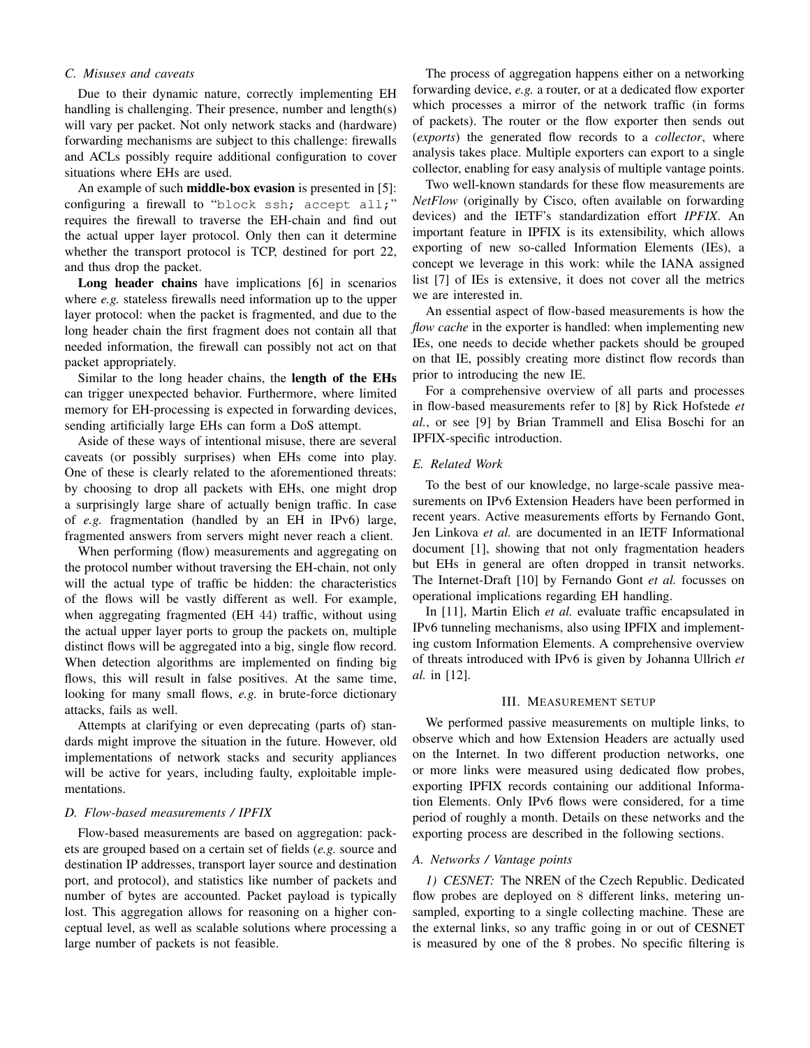### C. Misuses and caveats

Due to their dynamic nature, correctly implementing EH handling is challenging. Their presence, number and length(s) will vary per packet. Not only network stacks and (hardware) forwarding mechanisms are subject to this challenge: firewalls and ACLs possibly require additional configuration to cover situations where EHs are used.

An example of such **middle-box evasion** is presented in [5]: configuring a firewall to "`block ssh; accept all;`" requires the firewall to traverse the EH-chain and find out the actual upper layer protocol. Only then can it determine whether the transport protocol is TCP, destined for port 22, and thus drop the packet.

**Long header chains** have implications [6] in scenarios where *e.g.* stateless firewalls need information up to the upper layer protocol: when the packet is fragmented, and due to the long header chain the first fragment does not contain all that needed information, the firewall can possibly not act on that packet appropriately.

Similar to the long header chains, the **length of the EHs** can trigger unexpected behavior. Furthermore, where limited memory for EH-processing is expected in forwarding devices, sending artificially large EHs can form a DoS attempt.

Aside of these ways of intentional misuse, there are several caveats (or possibly surprises) when EHs come into play. One of these is clearly related to the aforementioned threats: by choosing to drop all packets with EHs, one might drop a surprisingly large share of actually benign traffic. In case of *e.g.* fragmentation (handled by an EH in IPv6) large, fragmented answers from servers might never reach a client.

When performing (flow) measurements and aggregating on the protocol number without traversing the EH-chain, not only will the actual type of traffic be hidden: the characteristics of the flows will be vastly different as well. For example, when aggregating fragmented (EH 44) traffic, without using the actual upper layer ports to group the packets on, multiple distinct flows will be aggregated into a big, single flow record. When detection algorithms are implemented on finding big flows, this will result in false positives. At the same time, looking for many small flows, *e.g.* in brute-force dictionary attacks, fails as well.

Attempts at clarifying or even deprecating (parts of) standards might improve the situation in the future. However, old implementations of network stacks and security appliances will be active for years, including faulty, exploitable implementations.

### D. Flow-based measurements / IPFIX

Flow-based measurements are based on aggregation: packets are grouped based on a certain set of fields (*e.g.* source and destination IP addresses, transport layer source and destination port, and protocol), and statistics like number of packets and number of bytes are accounted. Packet payload is typically lost. This aggregation allows for reasoning on a higher conceptual level, as well as scalable solutions where processing a large number of packets is not feasible.

The process of aggregation happens either on a networking forwarding device, *e.g.* a router, or at a dedicated flow exporter which processes a mirror of the network traffic (in forms of packets). The router or the flow exporter then sends out (*exports*) the generated flow records to a *collector*, where analysis takes place. Multiple exporters can export to a single collector, enabling for easy analysis of multiple vantage points.

Two well-known standards for these flow measurements are *NetFlow* (originally by Cisco, often available on forwarding devices) and the IETF's standardization effort *IPFIX*. An important feature in IPFIX is its extensibility, which allows exporting of new so-called Information Elements (IEs), a concept we leverage in this work: while the IANA assigned list [7] of IEs is extensive, it does not cover all the metrics we are interested in.

An essential aspect of flow-based measurements is how the *flow cache* in the exporter is handled: when implementing new IEs, one needs to decide whether packets should be grouped on that IE, possibly creating more distinct flow records than prior to introducing the new IE.

For a comprehensive overview of all parts and processes in flow-based measurements refer to [8] by Rick Hofstede *et al.*, or see [9] by Brian Trammell and Elisa Boschi for an IPFIX-specific introduction.

### E. Related Work

To the best of our knowledge, no large-scale passive measurements on IPv6 Extension Headers have been performed in recent years. Active measurements efforts by Fernando Gont, Jen Linkova *et al.* are documented in an IETF Informational document [1], showing that not only fragmentation headers but EHs in general are often dropped in transit networks. The Internet-Draft [10] by Fernando Gont *et al.* focusses on operational implications regarding EH handling.

In [11], Martin Elich *et al.* evaluate traffic encapsulated in IPv6 tunneling mechanisms, also using IPFIX and implementing custom Information Elements. A comprehensive overview of threats introduced with IPv6 is given by Johanna Ullrich *et al.* in [12].

## III. Measurement setup

We performed passive measurements on multiple links, to observe which and how Extension Headers are actually used on the Internet. In two different production networks, one or more links were measured using dedicated flow probes, exporting IPFIX records containing our additional Information Elements. Only IPv6 flows were considered, for a time period of roughly a month. Details on these networks and the exporting process are described in the following sections.

### A. Networks / Vantage points

*1) CESNET:* The NREN of the Czech Republic. Dedicated flow probes are deployed on 8 different links, metering unsampled, exporting to a single collecting machine. These are the external links, so any traffic going in or out of CESNET is measured by one of the 8 probes. No specific filtering is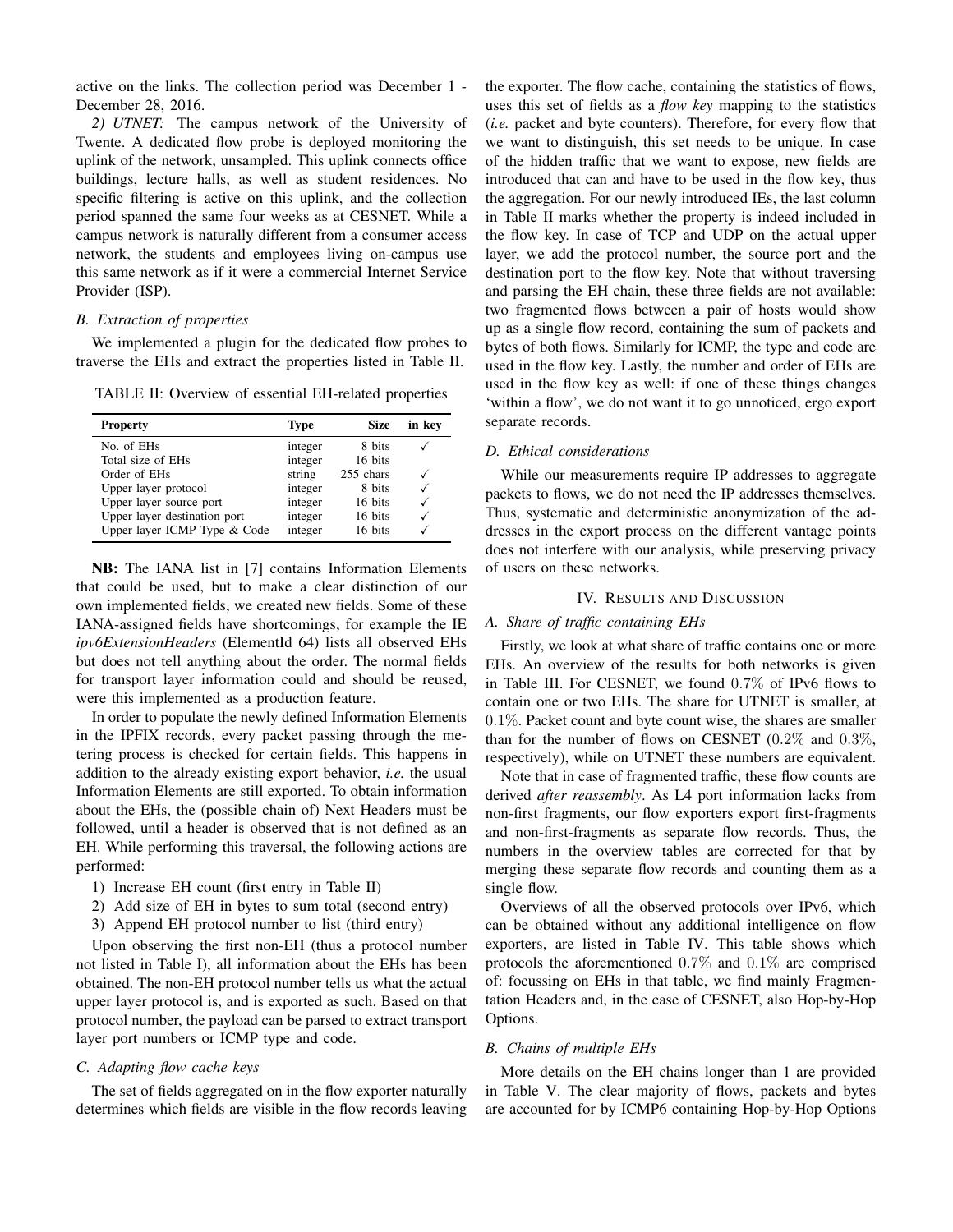active on the links. The collection period was December 1 - December 28, 2016.

*2) UTNET:* The campus network of the University of Twente. A dedicated flow probe is deployed monitoring the uplink of the network, unsampled. This uplink connects office buildings, lecture halls, as well as student residences. No specific filtering is active on this uplink, and the collection period spanned the same four weeks as at CESNET. While a campus network is naturally different from a consumer access network, the students and employees living on-campus use this same network as if it were a commercial Internet Service Provider (ISP).

### B. Extraction of properties

We implemented a plugin for the dedicated flow probes to traverse the EHs and extract the properties listed in Table II.

TABLE II: Overview of essential EH-related properties

| Property | Type | Size | in key |
|---|---|---|---|
| No. of EHs | integer | 8 bits | ✓ |
| Total size of EHs | integer | 16 bits | |
| Order of EHs | string | 255 chars | ✓ |
| Upper layer protocol | integer | 8 bits | ✓ |
| Upper layer source port | integer | 16 bits | ✓ |
| Upper layer destination port | integer | 16 bits | ✓ |
| Upper layer ICMP Type & Code | integer | 16 bits | ✓ |

**NB:** The IANA list in [7] contains Information Elements that could be used, but to make a clear distinction of our own implemented fields, we created new fields. Some of these IANA-assigned fields have shortcomings, for example the IE *ipv6ExtensionHeaders* (ElementId 64) lists all observed EHs but does not tell anything about the order. The normal fields for transport layer information could and should be reused, were this implemented as a production feature.

In order to populate the newly defined Information Elements in the IPFIX records, every packet passing through the metering process is checked for certain fields. This happens in addition to the already existing export behavior, *i.e.* the usual Information Elements are still exported. To obtain information about the EHs, the (possible chain of) Next Headers must be followed, until a header is observed that is not defined as an EH. While performing this traversal, the following actions are performed:

1) Increase EH count (first entry in Table II)
2) Add size of EH in bytes to sum total (second entry)
3) Append EH protocol number to list (third entry)

Upon observing the first non-EH (thus a protocol number not listed in Table I), all information about the EHs has been obtained. The non-EH protocol number tells us what the actual upper layer protocol is, and is exported as such. Based on that protocol number, the payload can be parsed to extract transport layer port numbers or ICMP type and code.

### C. Adapting flow cache keys

The set of fields aggregated on in the flow exporter naturally determines which fields are visible in the flow records leaving the exporter. The flow cache, containing the statistics of flows, uses this set of fields as a *flow key* mapping to the statistics (*i.e.* packet and byte counters). Therefore, for every flow that we want to distinguish, this set needs to be unique. In case of the hidden traffic that we want to expose, new fields are introduced that can and have to be used in the flow key, thus the aggregation. For our newly introduced IEs, the last column in Table II marks whether the property is indeed included in the flow key. In case of TCP and UDP on the actual upper layer, we add the protocol number, the source port and the destination port to the flow key. Note that without traversing and parsing the EH chain, these three fields are not available: two fragmented flows between a pair of hosts would show up as a single flow record, containing the sum of packets and bytes of both flows. Similarly for ICMP, the type and code are used in the flow key. Lastly, the number and order of EHs are used in the flow key as well: if one of these things changes 'within a flow', we do not want it to go unnoticed, ergo export separate records.

### D. Ethical considerations

While our measurements require IP addresses to aggregate packets to flows, we do not need the IP addresses themselves. Thus, systematic and deterministic anonymization of the addresses in the export process on the different vantage points does not interfere with our analysis, while preserving privacy of users on these networks.

## IV. Results and Discussion

### A. Share of traffic containing EHs

Firstly, we look at what share of traffic contains one or more EHs. An overview of the results for both networks is given in Table III. For CESNET, we found $0.7\%$ of IPv6 flows to contain one or two EHs. The share for UTNET is smaller, at $0.1\%$. Packet count and byte count wise, the shares are smaller than for the number of flows on CESNET ($0.2\%$ and $0.3\%$, respectively), while on UTNET these numbers are equivalent.

Note that in case of fragmented traffic, these flow counts are derived *after reassembly*. As L4 port information lacks from non-first fragments, our flow exporters export first-fragments and non-first-fragments as separate flow records. Thus, the numbers in the overview tables are corrected for that by merging these separate flow records and counting them as a single flow.

Overviews of all the observed protocols over IPv6, which can be obtained without any additional intelligence on flow exporters, are listed in Table IV. This table shows which protocols the aforementioned $0.7\%$ and $0.1\%$ are comprised of: focussing on EHs in that table, we find mainly Fragmentation Headers and, in the case of CESNET, also Hop-by-Hop Options.

### B. Chains of multiple EHs

More details on the EH chains longer than 1 are provided in Table V. The clear majority of flows, packets and bytes are accounted for by ICMP6 containing Hop-by-Hop Options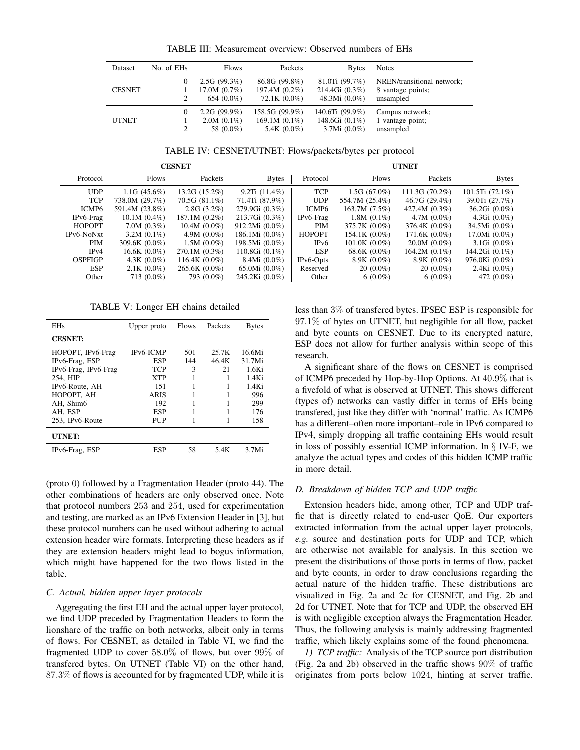TABLE III: Measurement overview: Observed numbers of EHs

| Dataset | No. of EHs | Flows | Packets | Bytes | Notes |
|---|---|---|---|---|---|
| CESNET | 0 | 2.5G (99.3%) | 86.8G (99.8%) | 81.0Ti (99.7%) | NREN/transitional network; |
| | 1 | 17.0M (0.7%) | 197.4M (0.2%) | 214.4Gi (0.3%) | 8 vantage points; |
| | 2 | 654 (0.0%) | 72.1K (0.0%) | 48.3Mi (0.0%) | unsampled |
| UTNET | 0 | 2.2G (99.9%) | 158.5G (99.9%) | 140.6Ti (99.9%) | Campus network; |
| | 1 | 2.0M (0.1%) | 169.1M (0.1%) | 148.6Gi (0.1%) | 1 vantage point; |
| | 2 | 58 (0.0%) | 5.4K (0.0%) | 3.7Mi (0.0%) | unsampled |

TABLE IV: CESNET/UTNET: Flows/packets/bytes per protocol

| **CESNET** | | | | **UTNET** | | | |
|---|---|---|---|---|---|---|---|
| Protocol | Flows | Packets | Bytes | Protocol | Flows | Packets | Bytes |
| UDP | 1.1G (45.6%) | 13.2G (15.2%) | 9.2Ti (11.4%) | TCP | 1.5G (67.0%) | 111.3G (70.2%) | 101.5Ti (72.1%) |
| TCP | 738.0M (29.7%) | 70.5G (81.1%) | 71.4Ti (87.9%) | UDP | 554.7M (25.4%) | 46.7G (29.4%) | 39.0Ti (27.7%) |
| ICMP6 | 591.4M (23.8%) | 2.8G (3.2%) | 279.9Gi (0.3%) | ICMP6 | 163.7M (7.5%) | 427.4M (0.3%) | 36.2Gi (0.0%) |
| IPv6-Frag | 10.1M (0.4%) | 187.1M (0.2%) | 213.7Gi (0.3%) | IPv6-Frag | 1.8M (0.1%) | 4.7M (0.0%) | 4.3Gi (0.0%) |
| HOPOPT | 7.0M (0.3%) | 10.4M (0.0%) | 912.2Mi (0.0%) | PIM | 375.7K (0.0%) | 376.4K (0.0%) | 34.5Mi (0.0%) |
| IPv6-NoNxt | 3.2M (0.1%) | 4.9M (0.0%) | 186.1Mi (0.0%) | HOPOPT | 154.1K (0.0%) | 171.6K (0.0%) | 17.0Mi (0.0%) |
| PIM | 309.6K (0.0%) | 1.5M (0.0%) | 198.5Mi (0.0%) | IPv6 | 101.0K (0.0%) | 20.0M (0.0%) | 3.1Gi (0.0%) |
| IPv4 | 16.6K (0.0%) | 270.1M (0.3%) | 110.8Gi (0.1%) | ESP | 68.6K (0.0%) | 164.2M (0.1%) | 144.2Gi (0.1%) |
| OSPFIGP | 4.3K (0.0%) | 116.4K (0.0%) | 8.4Mi (0.0%) | IPv6-Opts | 8.9K (0.0%) | 8.9K (0.0%) | 976.0Ki (0.0%) |
| ESP | 2.1K (0.0%) | 265.6K (0.0%) | 65.0Mi (0.0%) | Reserved | 20 (0.0%) | 20 (0.0%) | 2.4Ki (0.0%) |
| Other | 713 (0.0%) | 793 (0.0%) | 245.2Ki (0.0%) | Other | 6 (0.0%) | 6 (0.0%) | 472 (0.0%) |

TABLE V: Longer EH chains detailed

| EHs | Upper proto | Flows | Packets | Bytes |
|---|---|---|---|---|
| **CESNET:** | | | | |
| HOPOPT, IPv6-Frag | IPv6-ICMP | 501 | 25.7K | 16.6Mi |
| IPv6-Frag, ESP | ESP | 144 | 46.4K | 31.7Mi |
| IPv6-Frag, IPv6-Frag | TCP | 3 | 21 | 1.6Ki |
| 254, HIP | XTP | 1 | 1 | 1.4Ki |
| IPv6-Route, AH | 151 | 1 | 1 | 1.4Ki |
| HOPOPT, AH | ARIS | 1 | 1 | 996 |
| AH, Shim6 | 192 | 1 | 1 | 299 |
| AH, ESP | ESP | 1 | 1 | 176 |
| 253, IPv6-Route | PUP | 1 | 1 | 158 |
| **UTNET:** | | | | |
| IPv6-Frag, ESP | ESP | 58 | 5.4K | 3.7Mi |

(proto 0) followed by a Fragmentation Header (proto 44). The other combinations of headers are only observed once. Note that protocol numbers 253 and 254, used for experimentation and testing, are marked as an IPv6 Extension Header in [3], but these protocol numbers can be used without adhering to actual extension header wire formats. Interpreting these headers as if they are extension headers might lead to bogus information, which might have happened for the two flows listed in the table.

### C. Actual, hidden upper layer protocols

Aggregating the first EH and the actual upper layer protocol, we find UDP preceded by Fragmentation Headers to form the lionshare of the traffic on both networks, albeit only in terms of flows. For CESNET, as detailed in Table VI, we find the fragmented UDP to cover 58.0% of flows, but over 99% of transfered bytes. On UTNET (Table VI) on the other hand, 87.3% of flows is accounted for by fragmented UDP, while it is less than 3% of transfered bytes. IPSEC ESP is responsible for 97.1% of bytes on UTNET, but negligible for all flow, packet and byte counts on CESNET. Due to its encrypted nature, ESP does not allow for further analysis within scope of this research.

A significant share of the flows on CESNET is comprised of ICMP6 preceded by Hop-by-Hop Options. At 40.9% that is a fivefold of what is observed at UTNET. This shows different (types of) networks can vastly differ in terms of EHs being transfered, just like they differ with 'normal' traffic. As ICMP6 has a different–often more important–role in IPv6 compared to IPv4, simply dropping all traffic containing EHs would result in loss of possibly essential ICMP information. In § IV-F, we analyze the actual types and codes of this hidden ICMP traffic in more detail.

### D. Breakdown of hidden TCP and UDP traffic

Extension headers hide, among other, TCP and UDP traffic that is directly related to end-user QoE. Our exporters extracted information from the actual upper layer protocols, *e.g.* source and destination ports for UDP and TCP, which are otherwise not available for analysis. In this section we present the distributions of those ports in terms of flow, packet and byte counts, in order to draw conclusions regarding the actual nature of the hidden traffic. These distributions are visualized in Fig. 2a and 2c for CESNET, and Fig. 2b and 2d for UTNET. Note that for TCP and UDP, the observed EH is with negligible exception always the Fragmentation Header. Thus, the following analysis is mainly addressing fragmented traffic, which likely explains some of the found phenomena.

*1) TCP traffic:* Analysis of the TCP source port distribution (Fig. 2a and 2b) observed in the traffic shows 90% of traffic originates from ports below 1024, hinting at server traffic.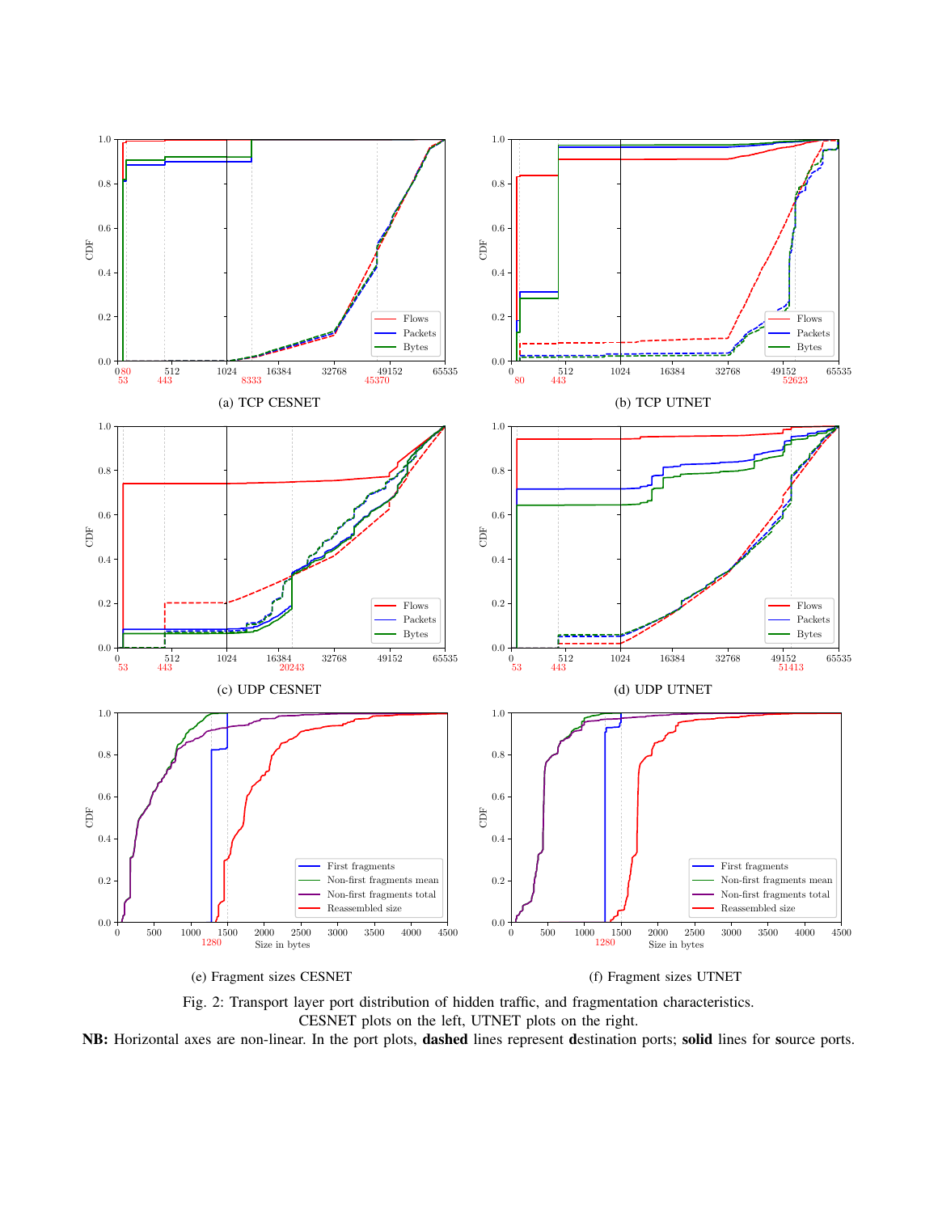(a) TCP CESNET

(b) TCP UTNET

(c) UDP CESNET

(d) UDP UTNET

(e) Fragment sizes CESNET

(f) Fragment sizes UTNET

Fig. 2: Transport layer port distribution of hidden traffic, and fragmentation characteristics.
CESNET plots on the left, UTNET plots on the right.
**NB:** Horizontal axes are non-linear. In the port plots, **dashed** lines represent **d**estination ports; **solid** lines for **s**ource ports.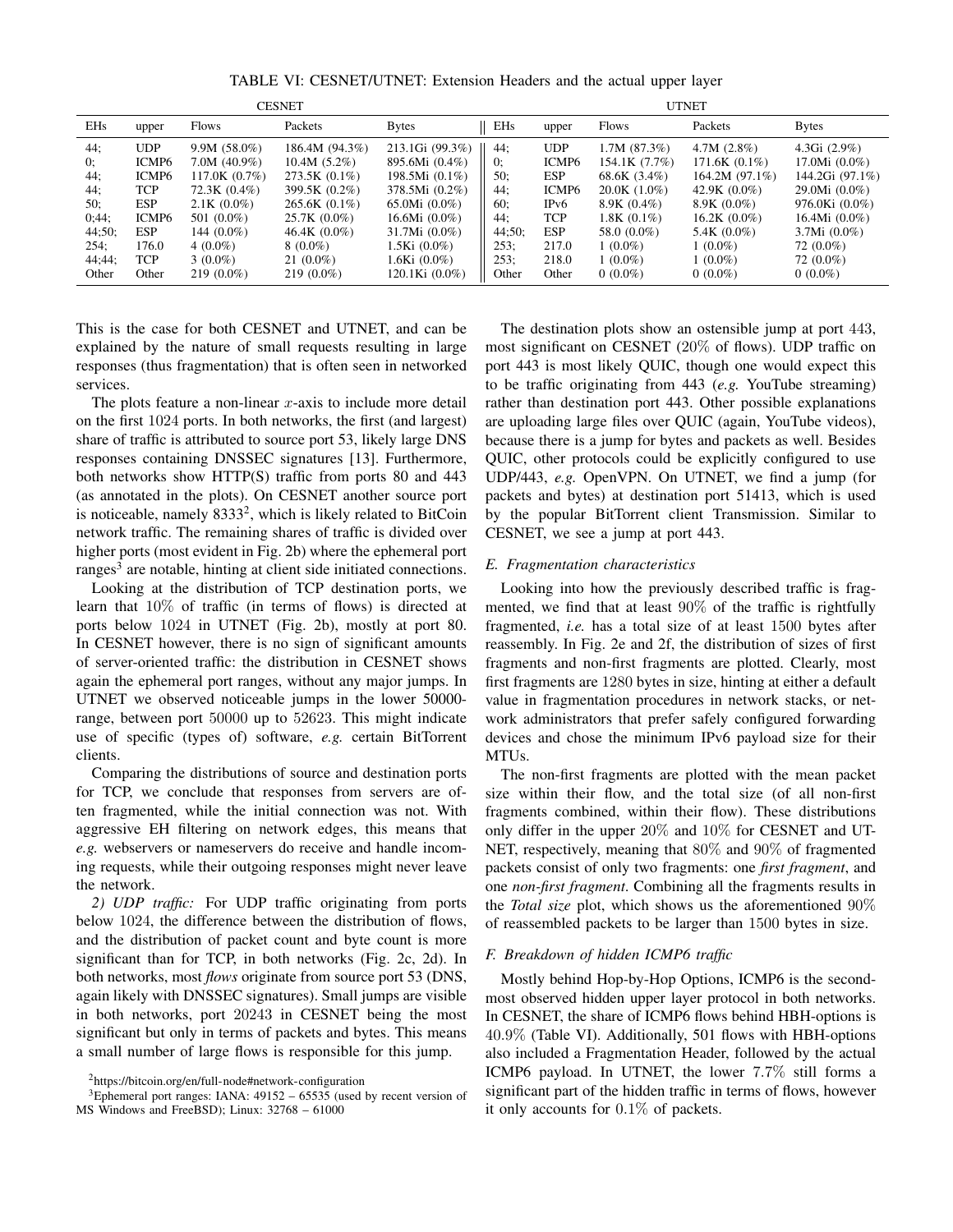TABLE VI: CESNET/UTNET: Extension Headers and the actual upper layer

| CESNET | | | | | UTNET | | | | |
|---|---|---|---|---|---|---|---|---|---|
| EHs | upper | Flows | Packets | Bytes | EHs | upper | Flows | Packets | Bytes |
| 44; | UDP | 9.9M (58.0%) | 186.4M (94.3%) | 213.1Gi (99.3%) | 44; | UDP | 1.7M (87.3%) | 4.7M (2.8%) | 4.3Gi (2.9%) |
| 0; | ICMP6 | 7.0M (40.9%) | 10.4M (5.2%) | 895.6Mi (0.4%) | 0; | ICMP6 | 154.1K (7.7%) | 171.6K (0.1%) | 17.0Mi (0.0%) |
| 44; | ICMP6 | 117.0K (0.7%) | 273.5K (0.1%) | 198.5Mi (0.1%) | 50; | ESP | 68.6K (3.4%) | 164.2M (97.1%) | 144.2Gi (97.1%) |
| 44; | TCP | 72.3K (0.4%) | 399.5K (0.2%) | 378.5Mi (0.2%) | 44; | ICMP6 | 20.0K (1.0%) | 42.9K (0.0%) | 29.0Mi (0.0%) |
| 50; | ESP | 2.1K (0.0%) | 265.6K (0.1%) | 65.0Mi (0.0%) | 60; | IPv6 | 8.9K (0.4%) | 8.9K (0.0%) | 976.0Ki (0.0%) |
| 0;44; | ICMP6 | 501 (0.0%) | 25.7K (0.0%) | 16.6Mi (0.0%) | 44; | TCP | 1.8K (0.1%) | 16.2K (0.0%) | 16.4Mi (0.0%) |
| 44;50; | ESP | 144 (0.0%) | 46.4K (0.0%) | 31.7Mi (0.0%) | 44;50; | ESP | 58.0 (0.0%) | 5.4K (0.0%) | 3.7Mi (0.0%) |
| 254; | 176.0 | 4 (0.0%) | 8 (0.0%) | 1.5Ki (0.0%) | 253; | 217.0 | 1 (0.0%) | 1 (0.0%) | 72 (0.0%) |
| 44;44; | TCP | 3 (0.0%) | 21 (0.0%) | 1.6Ki (0.0%) | 253; | 218.0 | 1 (0.0%) | 1 (0.0%) | 72 (0.0%) |
| Other | Other | 219 (0.0%) | 219 (0.0%) | 120.1Ki (0.0%) | Other | Other | 0 (0.0%) | 0 (0.0%) | 0 (0.0%) |

This is the case for both CESNET and UTNET, and can be explained by the nature of small requests resulting in large responses (thus fragmentation) that is often seen in networked services.

The plots feature a non-linear $x$-axis to include more detail on the first $1024$ ports. In both networks, the first (and largest) share of traffic is attributed to source port $53$, likely large DNS responses containing DNSSEC signatures [13]. Furthermore, both networks show HTTP(S) traffic from ports 80 and 443 (as annotated in the plots). On CESNET another source port is noticeable, namely $8333$[2], which is likely related to BitCoin network traffic. The remaining shares of traffic is divided over higher ports (most evident in Fig. 2b) where the ephemeral port ranges[3] are notable, hinting at client side initiated connections.

Looking at the distribution of TCP destination ports, we learn that $10\%$ of traffic (in terms of flows) is directed at ports below $1024$ in UTNET (Fig. 2b), mostly at port 80. In CESNET however, there is no sign of significant amounts of server-oriented traffic: the distribution in CESNET shows again the ephemeral port ranges, without any major jumps. In UTNET we observed noticeable jumps in the lower 50000-range, between port $50000$ up to $52623$. This might indicate use of specific (types of) software, *e.g.* certain BitTorrent clients.

Comparing the distributions of source and destination ports for TCP, we conclude that responses from servers are often fragmented, while the initial connection was not. With aggressive EH filtering on network edges, this means that *e.g.* webservers or nameservers do receive and handle incoming requests, while their outgoing responses might never leave the network.

*2) UDP traffic:* For UDP traffic originating from ports below $1024$, the difference between the distribution of flows, and the distribution of packet count and byte count is more significant than for TCP, in both networks (Fig. 2c, 2d). In both networks, most *flows* originate from source port 53 (DNS, again likely with DNSSEC signatures). Small jumps are visible in both networks, port $20243$ in CESNET being the most significant but only in terms of packets and bytes. This means a small number of large flows is responsible for this jump.

[2] https://bitcoin.org/en/full-node#network-configuration

[3] Ephemeral port ranges: IANA: 49152 – 65535 (used by recent version of MS Windows and FreeBSD); Linux: 32768 – 61000

The destination plots show an ostensible jump at port $443$, most significant on CESNET ($20\%$ of flows). UDP traffic on port 443 is most likely QUIC, though one would expect this to be traffic originating from 443 (*e.g.* YouTube streaming) rather than destination port 443. Other possible explanations are uploading large files over QUIC (again, YouTube videos), because there is a jump for bytes and packets as well. Besides QUIC, other protocols could be explicitly configured to use UDP/443, *e.g.* OpenVPN. On UTNET, we find a jump (for packets and bytes) at destination port 51413, which is used by the popular BitTorrent client Transmission. Similar to CESNET, we see a jump at port 443.

### *E. Fragmentation characteristics*

Looking into how the previously described traffic is fragmented, we find that at least $90\%$ of the traffic is rightfully fragmented, *i.e.* has a total size of at least $1500$ bytes after reassembly. In Fig. 2e and 2f, the distribution of sizes of first fragments and non-first fragments are plotted. Clearly, most first fragments are $1280$ bytes in size, hinting at either a default value in fragmentation procedures in network stacks, or network administrators that prefer safely configured forwarding devices and chose the minimum IPv6 payload size for their MTUs.

The non-first fragments are plotted with the mean packet size within their flow, and the total size (of all non-first fragments combined, within their flow). These distributions only differ in the upper $20\%$ and $10\%$ for CESNET and UTNET, respectively, meaning that $80\%$ and $90\%$ of fragmented packets consist of only two fragments: one *first fragment*, and one *non-first fragment*. Combining all the fragments results in the *Total size* plot, which shows us the aforementioned $90\%$ of reassembled packets to be larger than $1500$ bytes in size.

### *F. Breakdown of hidden ICMP6 traffic*

Mostly behind Hop-by-Hop Options, ICMP6 is the second-most observed hidden upper layer protocol in both networks. In CESNET, the share of ICMP6 flows behind HBH-options is $40.9\%$ (Table VI). Additionally, 501 flows with HBH-options also included a Fragmentation Header, followed by the actual ICMP6 payload. In UTNET, the lower $7.7\%$ still forms a significant part of the hidden traffic in terms of flows, however it only accounts for $0.1\%$ of packets.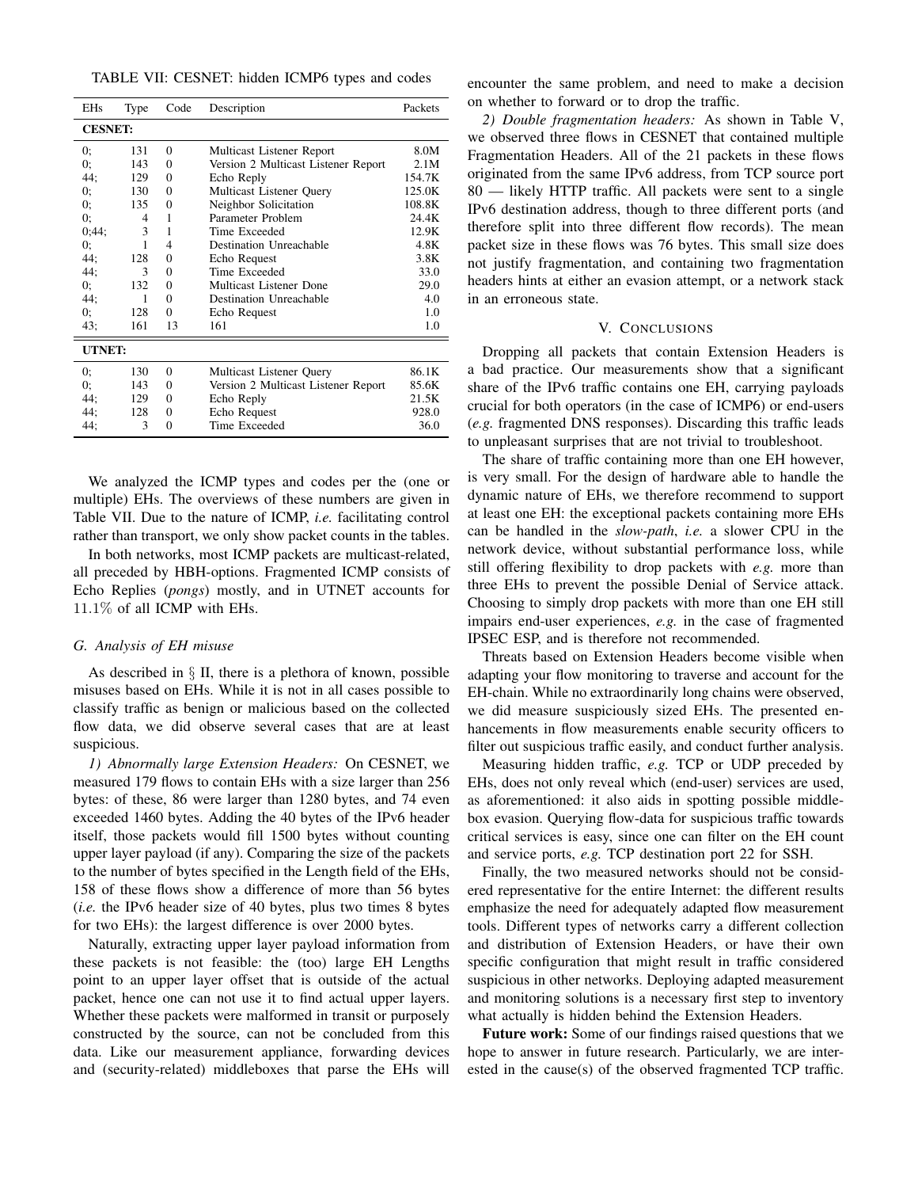TABLE VII: CESNET: hidden ICMP6 types and codes

| EHs | Type | Code | Description | Packets |
|---|---|---|---|---|
| **CESNET:** | | | | |
| 0; | 131 | 0 | Multicast Listener Report | 8.0M |
| 0; | 143 | 0 | Version 2 Multicast Listener Report | 2.1M |
| 44; | 129 | 0 | Echo Reply | 154.7K |
| 0; | 130 | 0 | Multicast Listener Query | 125.0K |
| 0; | 135 | 0 | Neighbor Solicitation | 108.8K |
| 0; | 4 | 1 | Parameter Problem | 24.4K |
| 0;44; | 3 | 1 | Time Exceeded | 12.9K |
| 0; | 1 | 4 | Destination Unreachable | 4.8K |
| 44; | 128 | 0 | Echo Request | 3.8K |
| 44; | 3 | 0 | Time Exceeded | 33.0 |
| 0; | 132 | 0 | Multicast Listener Done | 29.0 |
| 44; | 1 | 0 | Destination Unreachable | 4.0 |
| 0; | 128 | 0 | Echo Request | 1.0 |
| 43; | 161 | 13 | 161 | 1.0 |
| **UTNET:** | | | | |
| 0; | 130 | 0 | Multicast Listener Query | 86.1K |
| 0; | 143 | 0 | Version 2 Multicast Listener Report | 85.6K |
| 44; | 129 | 0 | Echo Reply | 21.5K |
| 44; | 128 | 0 | Echo Request | 928.0 |
| 44; | 3 | 0 | Time Exceeded | 36.0 |

We analyzed the ICMP types and codes per the (one or multiple) EHs. The overviews of these numbers are given in Table VII. Due to the nature of ICMP, *i.e.* facilitating control rather than transport, we only show packet counts in the tables.

In both networks, most ICMP packets are multicast-related, all preceded by HBH-options. Fragmented ICMP consists of Echo Replies (*pongs*) mostly, and in UTNET accounts for 11.1% of all ICMP with EHs.

### G. Analysis of EH misuse

As described in § II, there is a plethora of known, possible misuses based on EHs. While it is not in all cases possible to classify traffic as benign or malicious based on the collected flow data, we did observe several cases that are at least suspicious.

*1) Abnormally large Extension Headers:* On CESNET, we measured 179 flows to contain EHs with a size larger than 256 bytes: of these, 86 were larger than 1280 bytes, and 74 even exceeded 1460 bytes. Adding the 40 bytes of the IPv6 header itself, those packets would fill 1500 bytes without counting upper layer payload (if any). Comparing the size of the packets to the number of bytes specified in the Length field of the EHs, 158 of these flows show a difference of more than 56 bytes (*i.e.* the IPv6 header size of 40 bytes, plus two times 8 bytes for two EHs): the largest difference is over 2000 bytes.

Naturally, extracting upper layer payload information from these packets is not feasible: the (too) large EH Lengths point to an upper layer offset that is outside of the actual packet, hence one can not use it to find actual upper layers. Whether these packets were malformed in transit or purposely constructed by the source, can not be concluded from this data. Like our measurement appliance, forwarding devices and (security-related) middleboxes that parse the EHs will encounter the same problem, and need to make a decision on whether to forward or to drop the traffic.

*2) Double fragmentation headers:* As shown in Table V, we observed three flows in CESNET that contained multiple Fragmentation Headers. All of the 21 packets in these flows originated from the same IPv6 address, from TCP source port 80 — likely HTTP traffic. All packets were sent to a single IPv6 destination address, though to three different ports (and therefore split into three different flow records). The mean packet size in these flows was 76 bytes. This small size does not justify fragmentation, and containing two fragmentation headers hints at either an evasion attempt, or a network stack in an erroneous state.

## V. Conclusions

Dropping all packets that contain Extension Headers is a bad practice. Our measurements show that a significant share of the IPv6 traffic contains one EH, carrying payloads crucial for both operators (in the case of ICMP6) or end-users (*e.g.* fragmented DNS responses). Discarding this traffic leads to unpleasant surprises that are not trivial to troubleshoot.

The share of traffic containing more than one EH however, is very small. For the design of hardware able to handle the dynamic nature of EHs, we therefore recommend to support at least one EH: the exceptional packets containing more EHs can be handled in the *slow-path*, *i.e.* a slower CPU in the network device, without substantial performance loss, while still offering flexibility to drop packets with *e.g.* more than three EHs to prevent the possible Denial of Service attack. Choosing to simply drop packets with more than one EH still impairs end-user experiences, *e.g.* in the case of fragmented IPSEC ESP, and is therefore not recommended.

Threats based on Extension Headers become visible when adapting your flow monitoring to traverse and account for the EH-chain. While no extraordinarily long chains were observed, we did measure suspiciously sized EHs. The presented enhancements in flow measurements enable security officers to filter out suspicious traffic easily, and conduct further analysis.

Measuring hidden traffic, *e.g.* TCP or UDP preceded by EHs, does not only reveal which (end-user) services are used, as aforementioned: it also aids in spotting possible middlebox evasion. Querying flow-data for suspicious traffic towards critical services is easy, since one can filter on the EH count and service ports, *e.g.* TCP destination port 22 for SSH.

Finally, the two measured networks should not be considered representative for the entire Internet: the different results emphasize the need for adequately adapted flow measurement tools. Different types of networks carry a different collection and distribution of Extension Headers, or have their own specific configuration that might result in traffic considered suspicious in other networks. Deploying adapted measurement and monitoring solutions is a necessary first step to inventory what actually is hidden behind the Extension Headers.

**Future work:** Some of our findings raised questions that we hope to answer in future research. Particularly, we are interested in the cause(s) of the observed fragmented TCP traffic.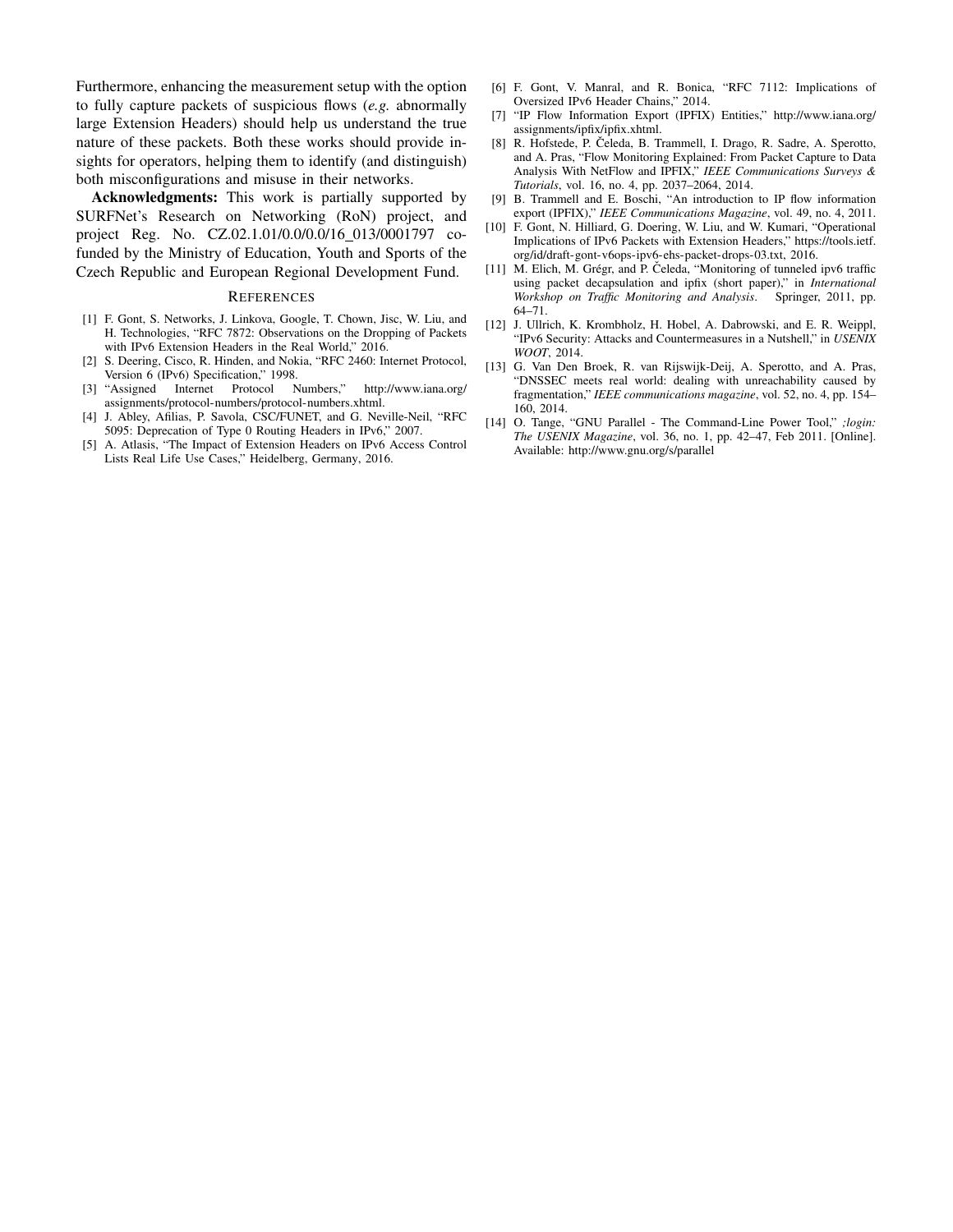Furthermore, enhancing the measurement setup with the option to fully capture packets of suspicious flows (*e.g.* abnormally large Extension Headers) should help us understand the true nature of these packets. Both these works should provide insights for operators, helping them to identify (and distinguish) both misconfigurations and misuse in their networks.

**Acknowledgments:** This work is partially supported by SURFNet's Research on Networking (RoN) project, and project Reg. No. CZ.02.1.01/0.0/0.0/16_013/0001797 co-funded by the Ministry of Education, Youth and Sports of the Czech Republic and European Regional Development Fund.

## References

[1] F. Gont, S. Networks, J. Linkova, Google, T. Chown, Jisc, W. Liu, and H. Technologies, "RFC 7872: Observations on the Dropping of Packets with IPv6 Extension Headers in the Real World," 2016.

[2] S. Deering, Cisco, R. Hinden, and Nokia, "RFC 2460: Internet Protocol, Version 6 (IPv6) Specification," 1998.

[3] "Assigned Internet Protocol Numbers," http://www.iana.org/assignments/protocol-numbers/protocol-numbers.xhtml.

[4] J. Abley, Afilias, P. Savola, CSC/FUNET, and G. Neville-Neil, "RFC 5095: Deprecation of Type 0 Routing Headers in IPv6," 2007.

[5] A. Atlasis, "The Impact of Extension Headers on IPv6 Access Control Lists Real Life Use Cases," Heidelberg, Germany, 2016.

[6] F. Gont, V. Manral, and R. Bonica, "RFC 7112: Implications of Oversized IPv6 Header Chains," 2014.

[7] "IP Flow Information Export (IPFIX) Entities," http://www.iana.org/assignments/ipfix/ipfix.xhtml.

[8] R. Hofstede, P. Čeleda, B. Trammell, I. Drago, R. Sadre, A. Sperotto, and A. Pras, "Flow Monitoring Explained: From Packet Capture to Data Analysis With NetFlow and IPFIX," *IEEE Communications Surveys & Tutorials*, vol. 16, no. 4, pp. 2037–2064, 2014.

[9] B. Trammell and E. Boschi, "An introduction to IP flow information export (IPFIX)," *IEEE Communications Magazine*, vol. 49, no. 4, 2011.

[10] F. Gont, N. Hilliard, G. Doering, W. Liu, and W. Kumari, "Operational Implications of IPv6 Packets with Extension Headers," https://tools.ietf.org/id/draft-gont-v6ops-ipv6-ehs-packet-drops-03.txt, 2016.

[11] M. Elich, M. Grégr, and P. Čeleda, "Monitoring of tunneled ipv6 traffic using packet decapsulation and ipfix (short paper)," in *International Workshop on Traffic Monitoring and Analysis*. Springer, 2011, pp. 64–71.

[12] J. Ullrich, K. Krombholz, H. Hobel, A. Dabrowski, and E. R. Weippl, "IPv6 Security: Attacks and Countermeasures in a Nutshell," in *USENIX WOOT*, 2014.

[13] G. Van Den Broek, R. van Rijswijk-Deij, A. Sperotto, and A. Pras, "DNSSEC meets real world: dealing with unreachability caused by fragmentation," *IEEE communications magazine*, vol. 52, no. 4, pp. 154–160, 2014.

[14] O. Tange, "GNU Parallel - The Command-Line Power Tool," *;login: The USENIX Magazine*, vol. 36, no. 1, pp. 42–47, Feb 2011. [Online]. Available: http://www.gnu.org/s/parallel